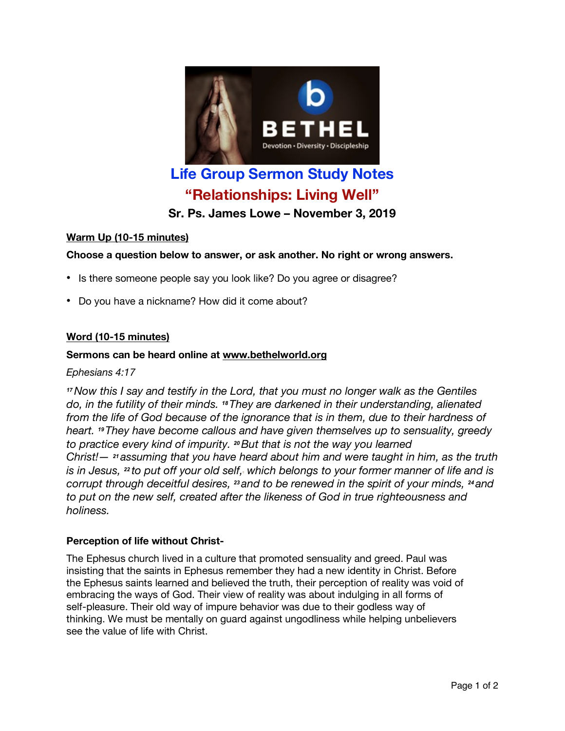# Life Group Sermon Study Notes

## "Relationships: Living Well"

### Sr. Ps. James Lowe – November 3, 2019

**Warm Up (10-15 minutes)**

**Choose a question below to answer, or ask another. No right or wrong answers.**

- Is there someone people say you look like? Do you agree or disagree?
- Do you have a nickname? How did it come about?

**Word (10-15 minutes)**

**Sermons can be heard online at www.bethelworld.org**

*Ephesians 4:17*

*[17] Now this I say and testify in the Lord, that you must no longer walk as the Gentiles do, in the futility of their minds. [18] They are darkened in their understanding, alienated from the life of God because of the ignorance that is in them, due to their hardness of heart. [19] They have become callous and have given themselves up to sensuality, greedy to practice every kind of impurity. [20] But that is not the way you learned Christ!— [21] assuming that you have heard about him and were taught in him, as the truth is in Jesus, [22] to put off your old self, which belongs to your former manner of life and is corrupt through deceitful desires, [23] and to be renewed in the spirit of your minds, [24] and to put on the new self, created after the likeness of God in true righteousness and holiness.*

**Perception of life without Christ-**

The Ephesus church lived in a culture that promoted sensuality and greed. Paul was insisting that the saints in Ephesus remember they had a new identity in Christ. Before the Ephesus saints learned and believed the truth, their perception of reality was void of embracing the ways of God. Their view of reality was about indulging in all forms of self-pleasure. Their old way of impure behavior was due to their godless way of thinking. We must be mentally on guard against ungodliness while helping unbelievers see the value of life with Christ.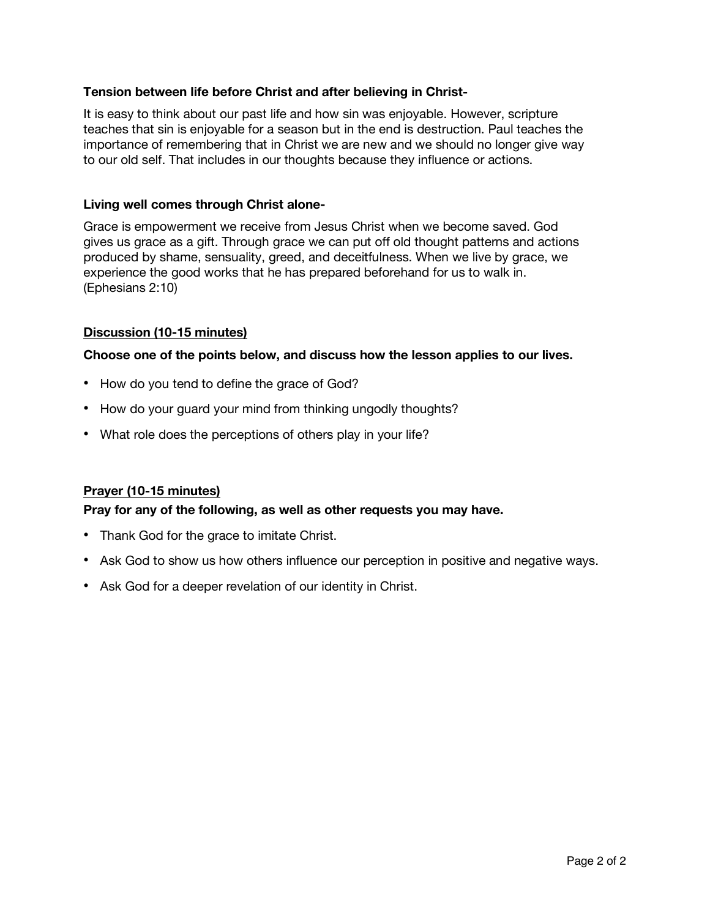**Tension between life before Christ and after believing in Christ-**

It is easy to think about our past life and how sin was enjoyable. However, scripture teaches that sin is enjoyable for a season but in the end is destruction. Paul teaches the importance of remembering that in Christ we are new and we should no longer give way to our old self. That includes in our thoughts because they influence or actions.

**Living well comes through Christ alone-**

Grace is empowerment we receive from Jesus Christ when we become saved. God gives us grace as a gift. Through grace we can put off old thought patterns and actions produced by shame, sensuality, greed, and deceitfulness. When we live by grace, we experience the good works that he has prepared beforehand for us to walk in. (Ephesians 2:10)

**<u>Discussion (10-15 minutes)</u>**

**Choose one of the points below, and discuss how the lesson applies to our lives.**

- How do you tend to define the grace of God?
- How do your guard your mind from thinking ungodly thoughts?
- What role does the perceptions of others play in your life?

**<u>Prayer (10-15 minutes)</u>**

**Pray for any of the following, as well as other requests you may have.**

- Thank God for the grace to imitate Christ.
- Ask God to show us how others influence our perception in positive and negative ways.
- Ask God for a deeper revelation of our identity in Christ.